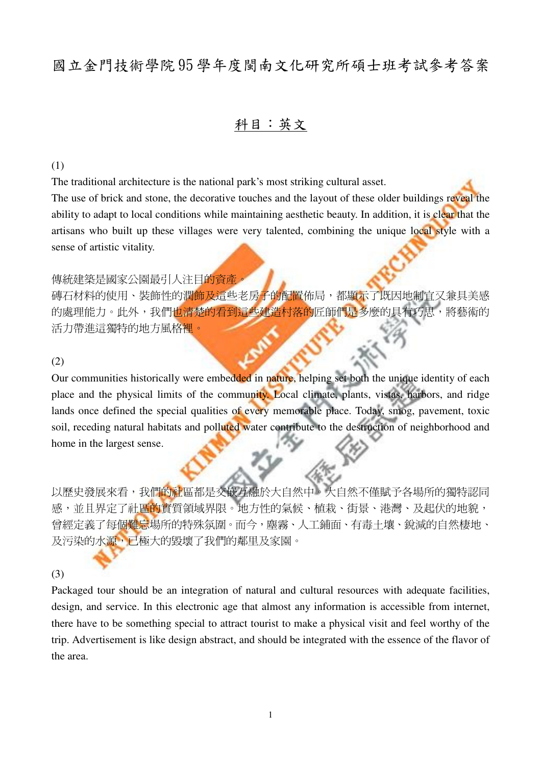# 國立金門技術學院95學年度閩南文化研究所碩士班考試參考答案

## 科目：英文

(1)

The traditional architecture is the national park's most striking cultural asset.

The use of brick and stone, the decorative touches and the layout of these older buildings reveal the ability to adapt to local conditions while maintaining aesthetic beauty. In addition, it is clear that the artisans who built up these villages were very talented, combining the unique local style with a sense of artistic vitality.

傳統建築是國家公園最引人注目的資產。

磚石材料的使用、裝飾性的潤飾及這些老房子的配置佈局，都顯示了既因地制宜又兼具美感的處理能力。此外，我們也清楚的看到這些建造村落的匠師們是多麼的具有巧思，將藝術的活力帶進這獨特的地方風格裡。

(2)

Our communities historically were embedded in nature, helping set both the unique identity of each place and the physical limits of the community. Local climate, plants, vistas, harbors, and ridge lands once defined the special qualities of every memorable place. Today, smog, pavement, toxic soil, receding natural habitats and polluted water contribute to the destruction of neighborhood and home in the largest sense.

以歷史發展來看，我們的社區都是交嵌互融於大自然中。大自然不僅賦予各場所的獨特認同感，並且界定了社區的實質領域界限。地方性的氣候、植栽、街景、港灣、及起伏的地貌，曾經定義了每個難忘場所的特殊氛圍。而今，塵霧、人工鋪面、有毒土壤、銳減的自然棲地、及污染的水源，已極大的毀壞了我們的鄰里及家園。

(3)

Packaged tour should be an integration of natural and cultural resources with adequate facilities, design, and service. In this electronic age that almost any information is accessible from internet, there have to be something special to attract tourist to make a physical visit and feel worthy of the trip. Advertisement is like design abstract, and should be integrated with the essence of the flavor of the area.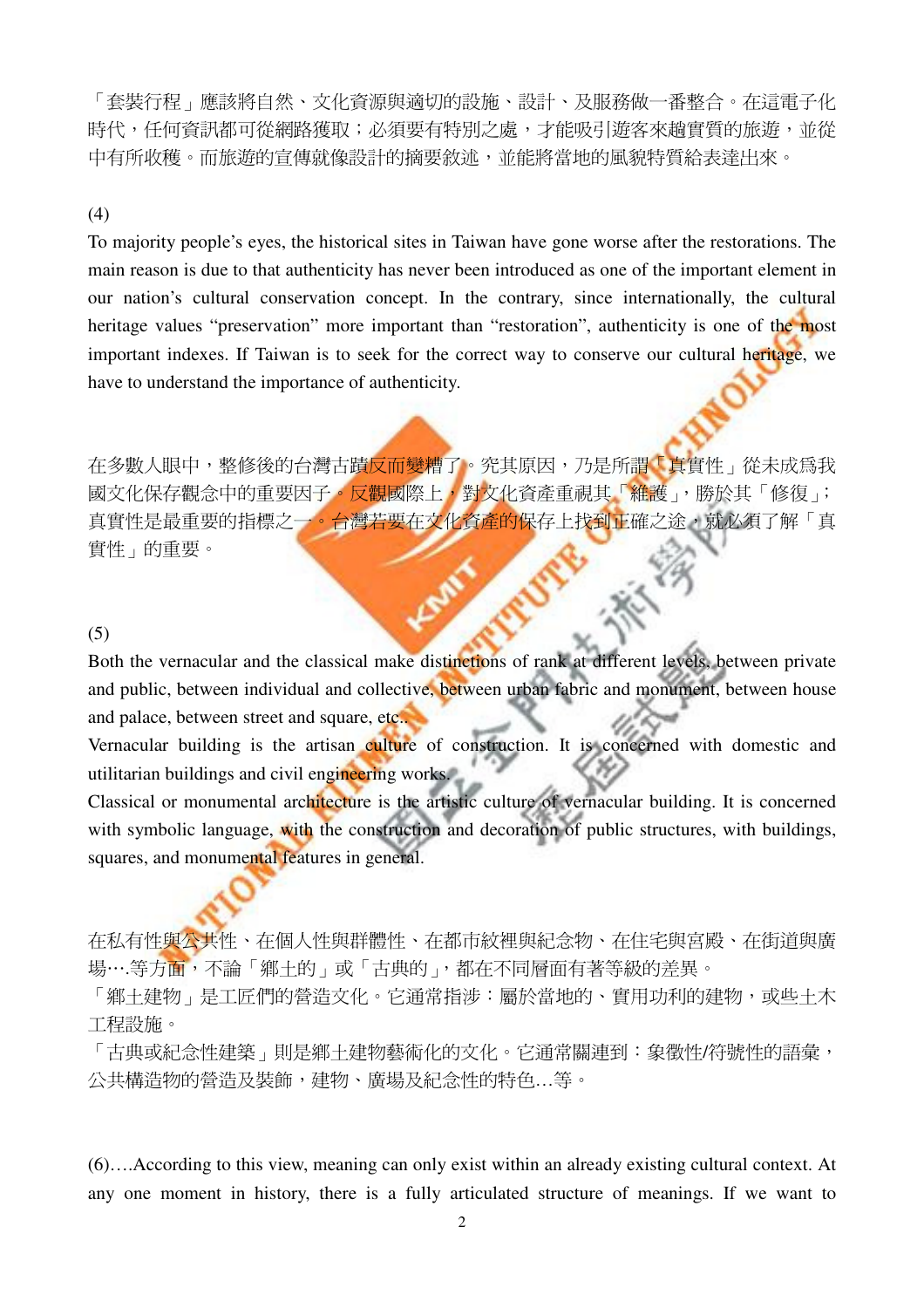「套裝行程」應該將自然、文化資源與適切的設施、設計、及服務做一番整合。在這電子化時代，任何資訊都可從網路獲取；必須要有特別之處，才能吸引遊客來趟實質的旅遊，並從中有所收穫。而旅遊的宣傳就像設計的摘要敘述，並能將當地的風貌特質給表達出來。

(4)

To majority people's eyes, the historical sites in Taiwan have gone worse after the restorations. The main reason is due to that authenticity has never been introduced as one of the important element in our nation's cultural conservation concept. In the contrary, since internationally, the cultural heritage values "preservation" more important than "restoration", authenticity is one of the most important indexes. If Taiwan is to seek for the correct way to conserve our cultural heritage, we have to understand the importance of authenticity.

在多數人眼中，整修後的台灣古蹟反而變糟了。究其原因，乃是所謂「真實性」從未成為我國文化保存觀念中的重要因子。反觀國際上，對文化資產重視其「維護」，勝於其「修復」；真實性是最重要的指標之一。台灣若要在文化資產的保存上找到正確之途，就必須了解「真實性」的重要。

(5)

Both the vernacular and the classical make distinctions of rank at different levels, between private and public, between individual and collective, between urban fabric and monument, between house and palace, between street and square, etc..

Vernacular building is the artisan culture of construction. It is concerned with domestic and utilitarian buildings and civil engineering works.

Classical or monumental architecture is the artistic culture of vernacular building. It is concerned with symbolic language, with the construction and decoration of public structures, with buildings, squares, and monumental features in general.

在私有性與公共性、在個人性與群體性、在都市紋裡與紀念物、在住宅與宮殿、在街道與廣場….等方面，不論「鄉土的」或「古典的」，都在不同層面有著等級的差異。

「鄉土建物」是工匠們的營造文化。它通常指涉：屬於當地的、實用功利的建物，或些土木工程設施。

「古典或紀念性建築」則是鄉土建物藝術化的文化。它通常關連到：象徵性/符號性的語彙，公共構造物的營造及裝飾，建物、廣場及紀念性的特色…等。

(6)….According to this view, meaning can only exist within an already existing cultural context. At any one moment in history, there is a fully articulated structure of meanings. If we want to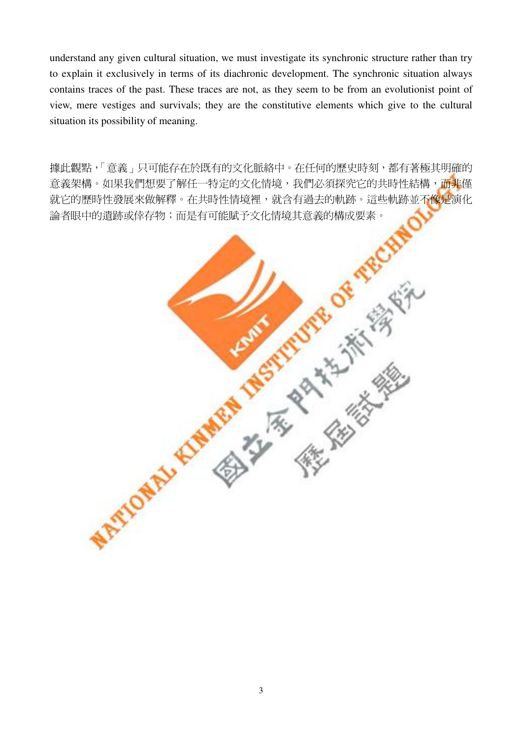understand any given cultural situation, we must investigate its synchronic structure rather than try to explain it exclusively in terms of its diachronic development. The synchronic situation always contains traces of the past. These traces are not, as they seem to be from an evolutionist point of view, mere vestiges and survivals; they are the constitutive elements which give to the cultural situation its possibility of meaning.

據此觀點,「意義」只可能存在於既有的文化脈絡中。在任何的歷史時刻,都有著極其明確的意義架構。如果我們想要了解任一特定的文化情境,我們必須探究它的共時性結構,而非僅就它的歷時性發展來做解釋。在共時性情境裡,就含有過去的軌跡。這些軌跡並不像是演化論者眼中的遺跡或倖存物;而是有可能賦予文化情境其意義的構成要素。